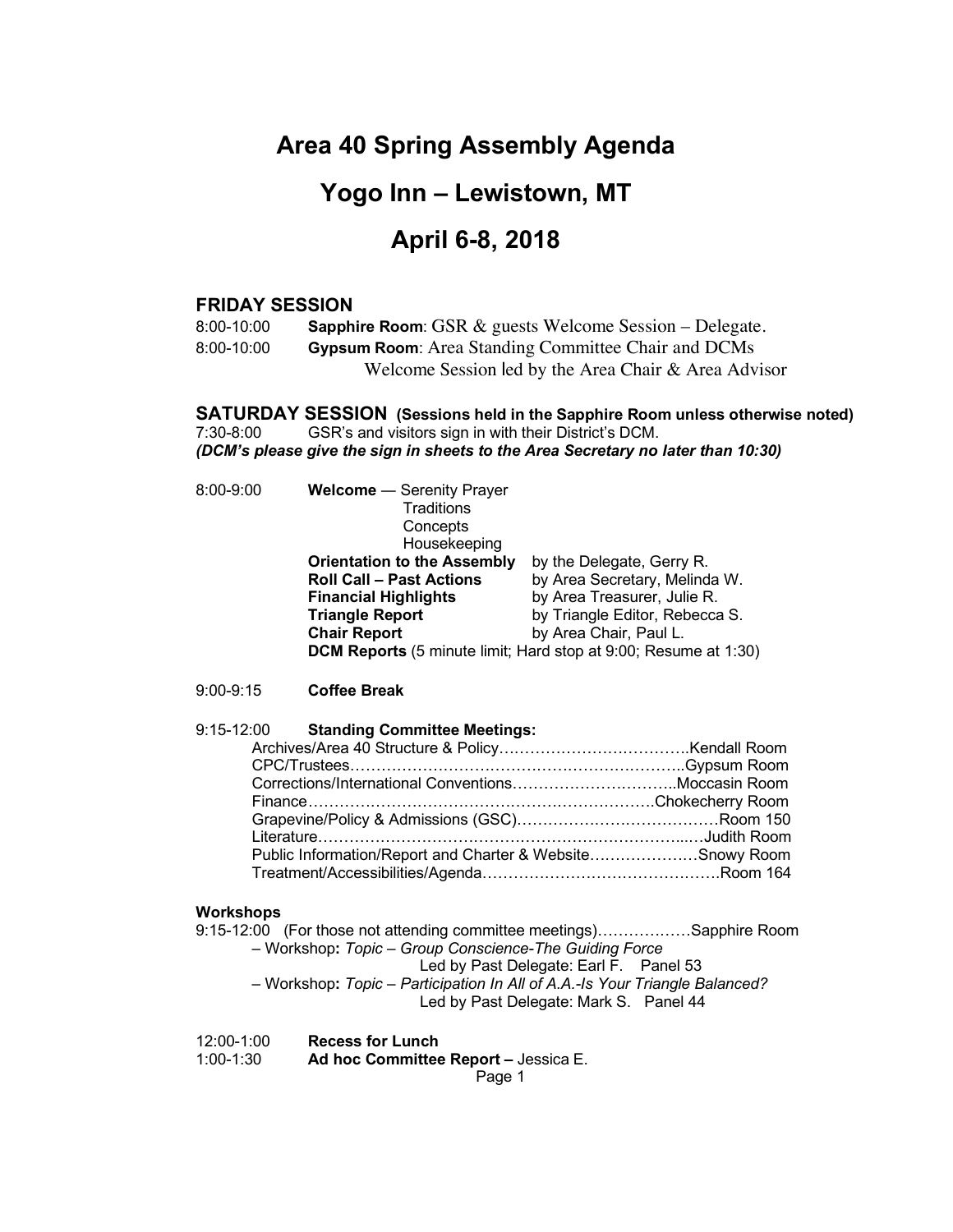# Area 40 Spring Assembly Agenda

# Yogo Inn – Lewistown, MT

# April 6-8, 2018

## FRIDAY SESSION

8:00-10:00 **Sapphire Room**: GSR & guests Welcome Session – Delegate.

8:00-10:00 **Gypsum Room**: Area Standing Committee Chair and DCMs Welcome Session led by the Area Chair & Area Advisor

## SATURDAY SESSION (Sessions held in the Sapphire Room unless otherwise noted)

7:30-8:00 GSR's and visitors sign in with their District's DCM.

***(DCM's please give the sign in sheets to the Area Secretary no later than 10:30)***

8:00-9:00 **Welcome** — Serenity Prayer
- Traditions
- Concepts
- Housekeeping

**Orientation to the Assembly** by the Delegate, Gerry R.
**Roll Call – Past Actions** by Area Secretary, Melinda W.
**Financial Highlights** by Area Treasurer, Julie R.
**Triangle Report** by Triangle Editor, Rebecca S.
**Chair Report** by Area Chair, Paul L.
**DCM Reports** (5 minute limit; Hard stop at 9:00; Resume at 1:30)

9:00-9:15 **Coffee Break**

9:15-12:00 **Standing Committee Meetings:**

- Archives/Area 40 Structure & Policy……………………………….Kendall Room
- CPC/Trustees……………………………………………………….Gypsum Room
- Corrections/International Conventions…………………………..Moccasin Room
- Finance…………………………………………………………….Chokecherry Room
- Grapevine/Policy & Admissions (GSC)……………………………Room 150
- Literature…………………………………………………………...Judith Room
- Public Information/Report and Charter & Website……………….Snowy Room
- Treatment/Accessibilities/Agenda………………………………….Room 164

**Workshops**

9:15-12:00 (For those not attending committee meetings)………………Sapphire Room

– Workshop**:** *Topic – Group Conscience-The Guiding Force*
Led by Past Delegate: Earl F. Panel 53

– Workshop**:** *Topic – Participation In All of A.A.-Is Your Triangle Balanced?*
Led by Past Delegate: Mark S. Panel 44

12:00-1:00 **Recess for Lunch**

1:00-1:30 **Ad hoc Committee Report –** Jessica E.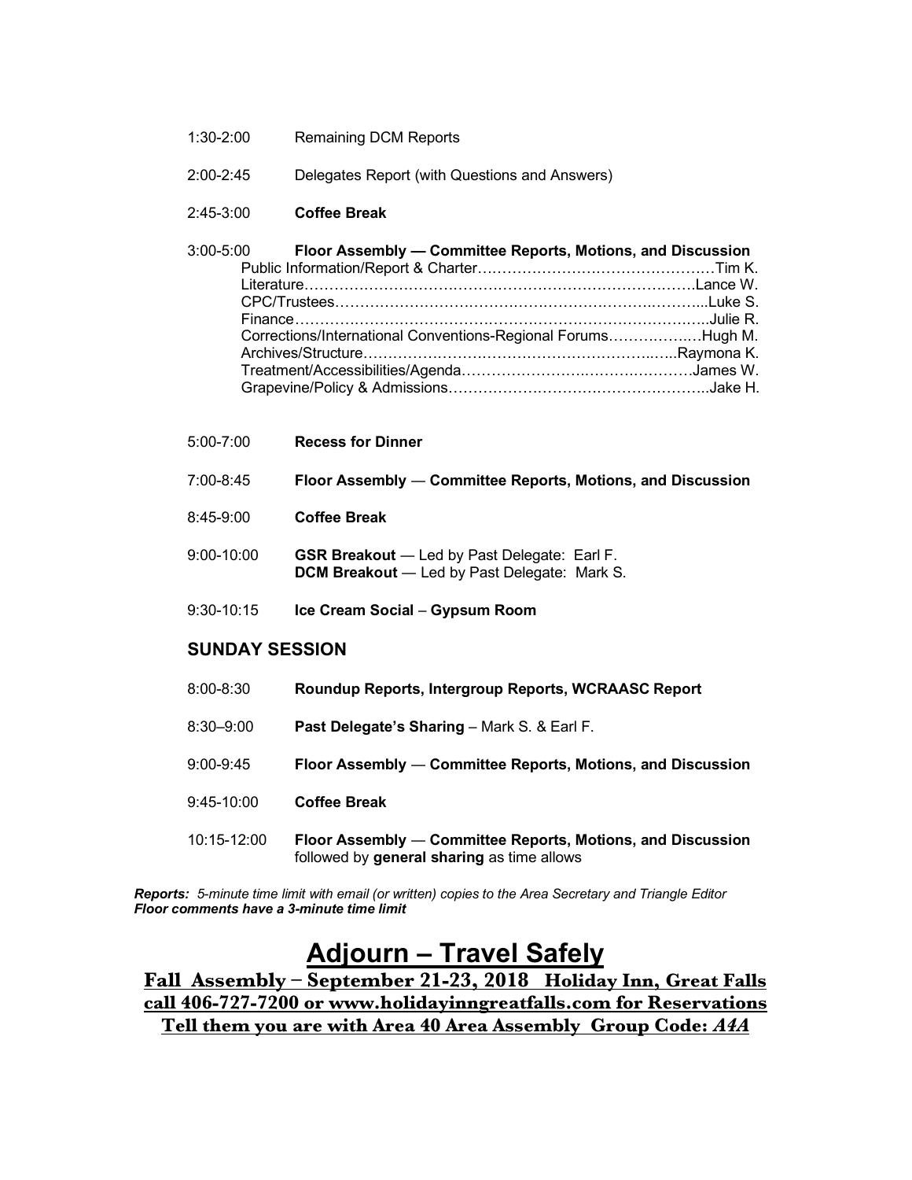1:30-2:00 Remaining DCM Reports

2:00-2:45 Delegates Report (with Questions and Answers)

2:45-3:00 **Coffee Break**

3:00-5:00 **Floor Assembly — Committee Reports, Motions, and Discussion**

- Public Information/Report & Charter…………………………………………Tim K.
- Literature…………………………………………………………………….Lance W.
- CPC/Trustees…………………………………………………………………...Luke S.
- Finance………………………………………………………………………..Julie R.
- Corrections/International Conventions-Regional Forums……………..…Hugh M.
- Archives/Structure……………………………………………………..…..Raymona K.
- Treatment/Accessibilities/Agenda…………………….……………………James W.
- Grapevine/Policy & Admissions……………………………………………..Jake H.

5:00-7:00 **Recess for Dinner**

7:00-8:45 **Floor Assembly — Committee Reports, Motions, and Discussion**

8:45-9:00 **Coffee Break**

9:00-10:00 **GSR Breakout** — Led by Past Delegate: Earl F.
**DCM Breakout** — Led by Past Delegate: Mark S.

9:30-10:15 **Ice Cream Social – Gypsum Room**

## SUNDAY SESSION

8:00-8:30 **Roundup Reports, Intergroup Reports, WCRAASC Report**

8:30–9:00 **Past Delegate's Sharing** – Mark S. & Earl F.

9:00-9:45 **Floor Assembly — Committee Reports, Motions, and Discussion**

9:45-10:00 **Coffee Break**

10:15-12:00 **Floor Assembly — Committee Reports, Motions, and Discussion** followed by **general sharing** as time allows

***Reports:*** *5-minute time limit with email (or written) copies to the Area Secretary and Triangle Editor*
***Floor comments have a 3-minute time limit***

# Adjourn – Travel Safely

**Fall Assembly – September 21-23, 2018 Holiday Inn, Great Falls**
**call 406-727-7200 or www.holidayinngreatfalls.com for Reservations**
**Tell them you are with Area 40 Area Assembly Group Code: *A4A***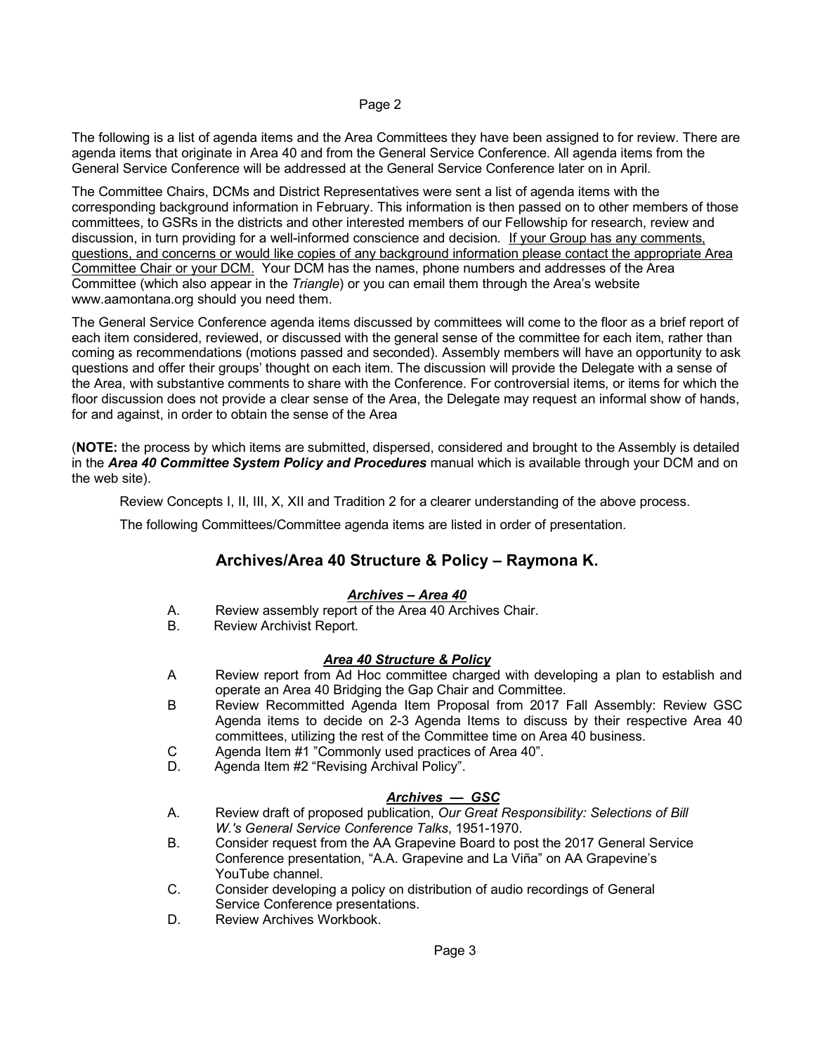The following is a list of agenda items and the Area Committees they have been assigned to for review. There are agenda items that originate in Area 40 and from the General Service Conference. All agenda items from the General Service Conference will be addressed at the General Service Conference later on in April.

The Committee Chairs, DCMs and District Representatives were sent a list of agenda items with the corresponding background information in February. This information is then passed on to other members of those committees, to GSRs in the districts and other interested members of our Fellowship for research, review and discussion, in turn providing for a well-informed conscience and decision. <u>If your Group has any comments, questions, and concerns or would like copies of any background information please contact the appropriate Area Committee Chair or your DCM.</u> Your DCM has the names, phone numbers and addresses of the Area Committee (which also appear in the *Triangle*) or you can email them through the Area's website www.aamontana.org should you need them.

The General Service Conference agenda items discussed by committees will come to the floor as a brief report of each item considered, reviewed, or discussed with the general sense of the committee for each item, rather than coming as recommendations (motions passed and seconded). Assembly members will have an opportunity to ask questions and offer their groups' thought on each item. The discussion will provide the Delegate with a sense of the Area, with substantive comments to share with the Conference. For controversial items, or items for which the floor discussion does not provide a clear sense of the Area, the Delegate may request an informal show of hands, for and against, in order to obtain the sense of the Area

(**NOTE:** the process by which items are submitted, dispersed, considered and brought to the Assembly is detailed in the ***Area 40 Committee System Policy and Procedures*** manual which is available through your DCM and on the web site).

Review Concepts I, II, III, X, XII and Tradition 2 for a clearer understanding of the above process.

The following Committees/Committee agenda items are listed in order of presentation.

## Archives/Area 40 Structure & Policy – Raymona K.

### *<u>Archives – Area 40</u>*

A. Review assembly report of the Area 40 Archives Chair.
B. Review Archivist Report.

### *<u>Area 40 Structure & Policy</u>*

A Review report from Ad Hoc committee charged with developing a plan to establish and operate an Area 40 Bridging the Gap Chair and Committee.
B Review Recommitted Agenda Item Proposal from 2017 Fall Assembly: Review GSC Agenda items to decide on 2-3 Agenda Items to discuss by their respective Area 40 committees, utilizing the rest of the Committee time on Area 40 business.
C Agenda Item #1 "Commonly used practices of Area 40".
D. Agenda Item #2 "Revising Archival Policy".

### *<u>Archives — GSC</u>*

A. Review draft of proposed publication, *Our Great Responsibility: Selections of Bill W.'s General Service Conference Talks*, 1951-1970.
B. Consider request from the AA Grapevine Board to post the 2017 General Service Conference presentation, "A.A. Grapevine and La Viña" on AA Grapevine's YouTube channel.
C. Consider developing a policy on distribution of audio recordings of General Service Conference presentations.
D. Review Archives Workbook.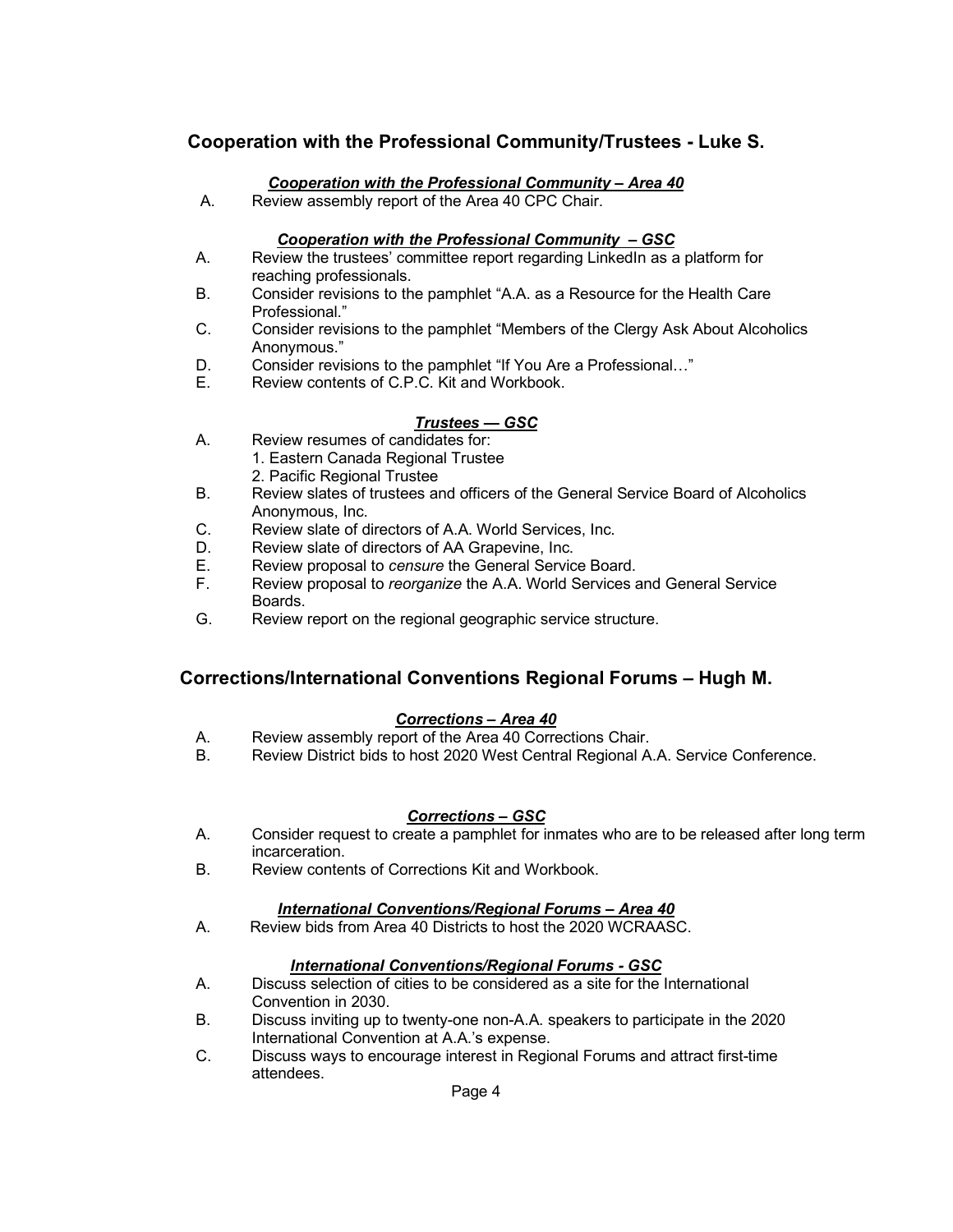## Cooperation with the Professional Community/Trustees - Luke S.

***Cooperation with the Professional Community – Area 40***

A. Review assembly report of the Area 40 CPC Chair.

***Cooperation with the Professional Community – GSC***

A. Review the trustees' committee report regarding LinkedIn as a platform for reaching professionals.
B. Consider revisions to the pamphlet "A.A. as a Resource for the Health Care Professional."
C. Consider revisions to the pamphlet "Members of the Clergy Ask About Alcoholics Anonymous."
D. Consider revisions to the pamphlet "If You Are a Professional…"
E. Review contents of C.P.C. Kit and Workbook.

***Trustees — GSC***

A. Review resumes of candidates for:
   1. Eastern Canada Regional Trustee
   2. Pacific Regional Trustee
B. Review slates of trustees and officers of the General Service Board of Alcoholics Anonymous, Inc.
C. Review slate of directors of A.A. World Services, Inc.
D. Review slate of directors of AA Grapevine, Inc.
E. Review proposal to *censure* the General Service Board.
F. Review proposal to *reorganize* the A.A. World Services and General Service Boards.
G. Review report on the regional geographic service structure.

## Corrections/International Conventions Regional Forums – Hugh M.

***Corrections – Area 40***

A. Review assembly report of the Area 40 Corrections Chair.
B. Review District bids to host 2020 West Central Regional A.A. Service Conference.

***Corrections – GSC***

A. Consider request to create a pamphlet for inmates who are to be released after long term incarceration.
B. Review contents of Corrections Kit and Workbook.

***International Conventions/Regional Forums – Area 40***

A. Review bids from Area 40 Districts to host the 2020 WCRAASC.

***International Conventions/Regional Forums - GSC***

A. Discuss selection of cities to be considered as a site for the International Convention in 2030.
B. Discuss inviting up to twenty-one non-A.A. speakers to participate in the 2020 International Convention at A.A.'s expense.
C. Discuss ways to encourage interest in Regional Forums and attract first-time attendees.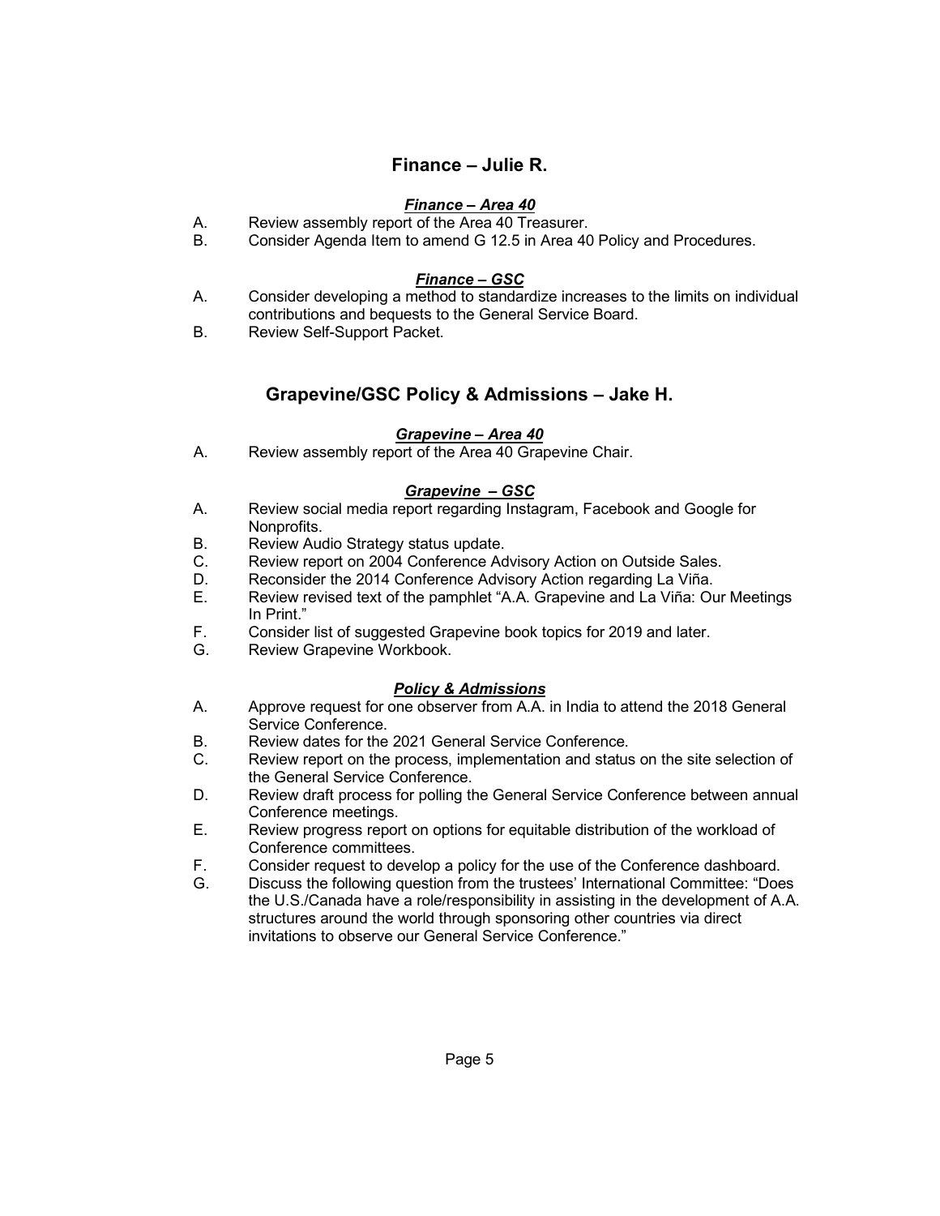## Finance – Julie R.

### *Finance – Area 40*

A. Review assembly report of the Area 40 Treasurer.
B. Consider Agenda Item to amend G 12.5 in Area 40 Policy and Procedures.

### *Finance – GSC*

A. Consider developing a method to standardize increases to the limits on individual contributions and bequests to the General Service Board.
B. Review Self-Support Packet.

## Grapevine/GSC Policy & Admissions – Jake H.

### *Grapevine – Area 40*

A. Review assembly report of the Area 40 Grapevine Chair.

### *Grapevine – GSC*

A. Review social media report regarding Instagram, Facebook and Google for Nonprofits.
B. Review Audio Strategy status update.
C. Review report on 2004 Conference Advisory Action on Outside Sales.
D. Reconsider the 2014 Conference Advisory Action regarding La Viña.
E. Review revised text of the pamphlet "A.A. Grapevine and La Viña: Our Meetings In Print."
F. Consider list of suggested Grapevine book topics for 2019 and later.
G. Review Grapevine Workbook.

### *Policy & Admissions*

A. Approve request for one observer from A.A. in India to attend the 2018 General Service Conference.
B. Review dates for the 2021 General Service Conference.
C. Review report on the process, implementation and status on the site selection of the General Service Conference.
D. Review draft process for polling the General Service Conference between annual Conference meetings.
E. Review progress report on options for equitable distribution of the workload of Conference committees.
F. Consider request to develop a policy for the use of the Conference dashboard.
G. Discuss the following question from the trustees' International Committee: "Does the U.S./Canada have a role/responsibility in assisting in the development of A.A. structures around the world through sponsoring other countries via direct invitations to observe our General Service Conference."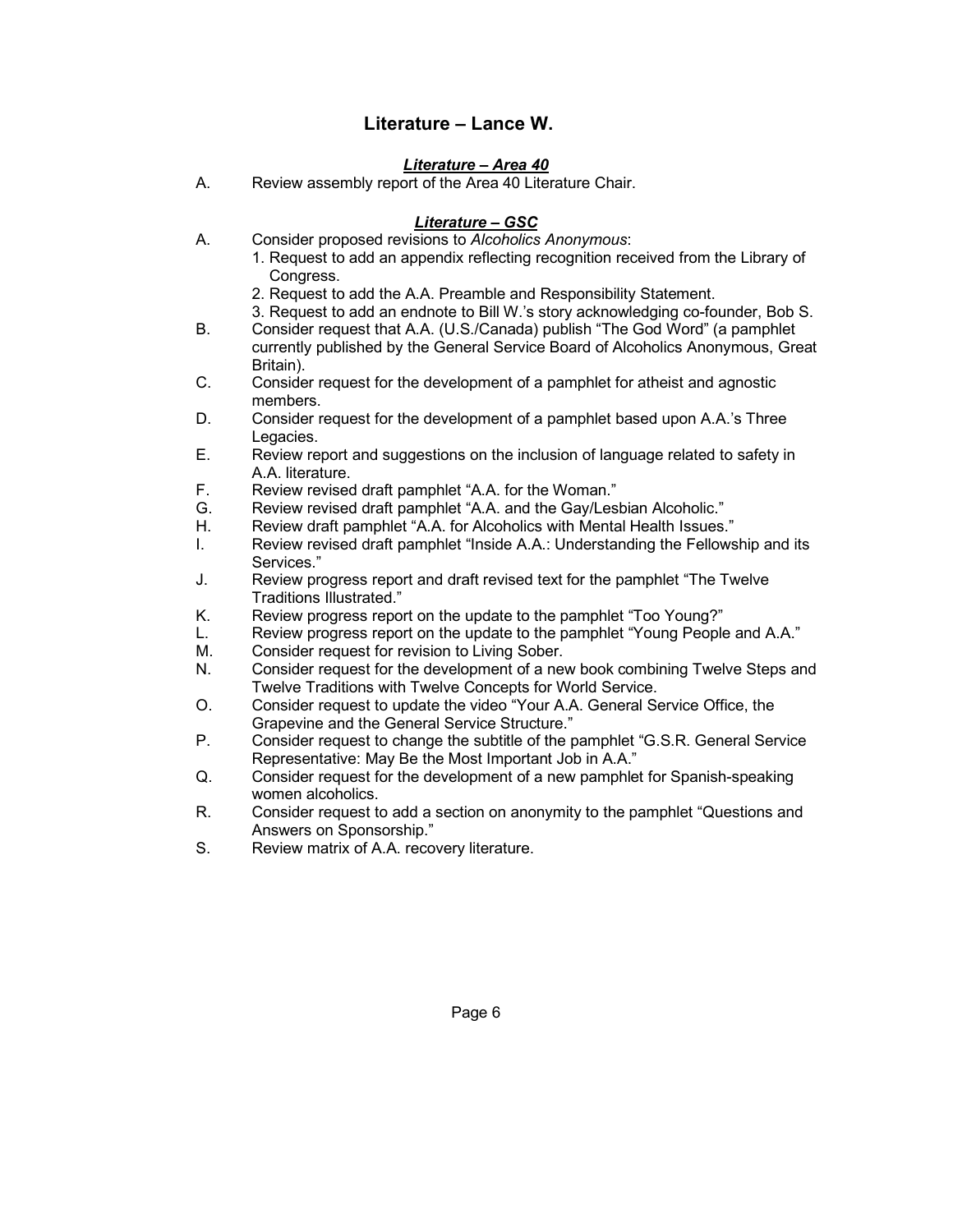## Literature – Lance W.

### ***Literature – Area 40***

A. Review assembly report of the Area 40 Literature Chair.

### ***Literature – GSC***

A. Consider proposed revisions to *Alcoholics Anonymous*:
   1. Request to add an appendix reflecting recognition received from the Library of Congress.
   2. Request to add the A.A. Preamble and Responsibility Statement.
   3. Request to add an endnote to Bill W.'s story acknowledging co-founder, Bob S.

B. Consider request that A.A. (U.S./Canada) publish "The God Word" (a pamphlet currently published by the General Service Board of Alcoholics Anonymous, Great Britain).

C. Consider request for the development of a pamphlet for atheist and agnostic members.

D. Consider request for the development of a pamphlet based upon A.A.'s Three Legacies.

E. Review report and suggestions on the inclusion of language related to safety in A.A. literature.

F. Review revised draft pamphlet "A.A. for the Woman."

G. Review revised draft pamphlet "A.A. and the Gay/Lesbian Alcoholic."

H. Review draft pamphlet "A.A. for Alcoholics with Mental Health Issues."

I. Review revised draft pamphlet "Inside A.A.: Understanding the Fellowship and its Services."

J. Review progress report and draft revised text for the pamphlet "The Twelve Traditions Illustrated."

K. Review progress report on the update to the pamphlet "Too Young?"

L. Review progress report on the update to the pamphlet "Young People and A.A."

M. Consider request for revision to Living Sober.

N. Consider request for the development of a new book combining Twelve Steps and Twelve Traditions with Twelve Concepts for World Service.

O. Consider request to update the video "Your A.A. General Service Office, the Grapevine and the General Service Structure."

P. Consider request to change the subtitle of the pamphlet "G.S.R. General Service Representative: May Be the Most Important Job in A.A."

Q. Consider request for the development of a new pamphlet for Spanish-speaking women alcoholics.

R. Consider request to add a section on anonymity to the pamphlet "Questions and Answers on Sponsorship."

S. Review matrix of A.A. recovery literature.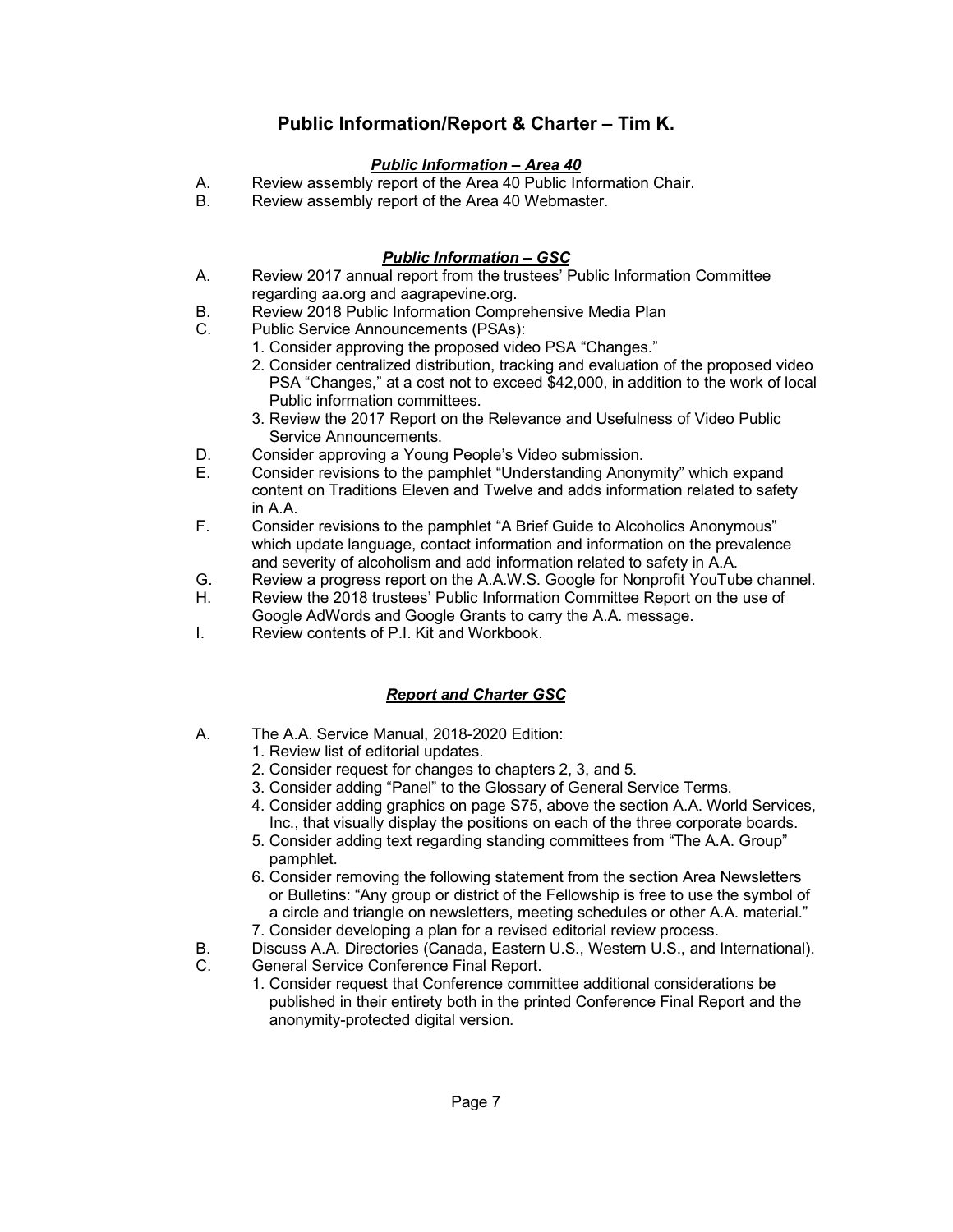## Public Information/Report & Charter – Tim K.

### ***Public Information – Area 40***

A. Review assembly report of the Area 40 Public Information Chair.
B. Review assembly report of the Area 40 Webmaster.

### ***Public Information – GSC***

A. Review 2017 annual report from the trustees' Public Information Committee regarding aa.org and aagrapevine.org.
B. Review 2018 Public Information Comprehensive Media Plan
C. Public Service Announcements (PSAs):
   1. Consider approving the proposed video PSA "Changes."
   2. Consider centralized distribution, tracking and evaluation of the proposed video PSA "Changes," at a cost not to exceed $42,000, in addition to the work of local Public information committees.
   3. Review the 2017 Report on the Relevance and Usefulness of Video Public Service Announcements.
D. Consider approving a Young People's Video submission.
E. Consider revisions to the pamphlet "Understanding Anonymity" which expand content on Traditions Eleven and Twelve and adds information related to safety in A.A.
F. Consider revisions to the pamphlet "A Brief Guide to Alcoholics Anonymous" which update language, contact information and information on the prevalence and severity of alcoholism and add information related to safety in A.A.
G. Review a progress report on the A.A.W.S. Google for Nonprofit YouTube channel.
H. Review the 2018 trustees' Public Information Committee Report on the use of Google AdWords and Google Grants to carry the A.A. message.
I. Review contents of P.I. Kit and Workbook.

### ***Report and Charter GSC***

A. The A.A. Service Manual, 2018-2020 Edition:
   1. Review list of editorial updates.
   2. Consider request for changes to chapters 2, 3, and 5.
   3. Consider adding "Panel" to the Glossary of General Service Terms.
   4. Consider adding graphics on page S75, above the section A.A. World Services, Inc., that visually display the positions on each of the three corporate boards.
   5. Consider adding text regarding standing committees from "The A.A. Group" pamphlet.
   6. Consider removing the following statement from the section Area Newsletters or Bulletins: "Any group or district of the Fellowship is free to use the symbol of a circle and triangle on newsletters, meeting schedules or other A.A. material."
   7. Consider developing a plan for a revised editorial review process.
B. Discuss A.A. Directories (Canada, Eastern U.S., Western U.S., and International).
C. General Service Conference Final Report.
   1. Consider request that Conference committee additional considerations be published in their entirety both in the printed Conference Final Report and the anonymity-protected digital version.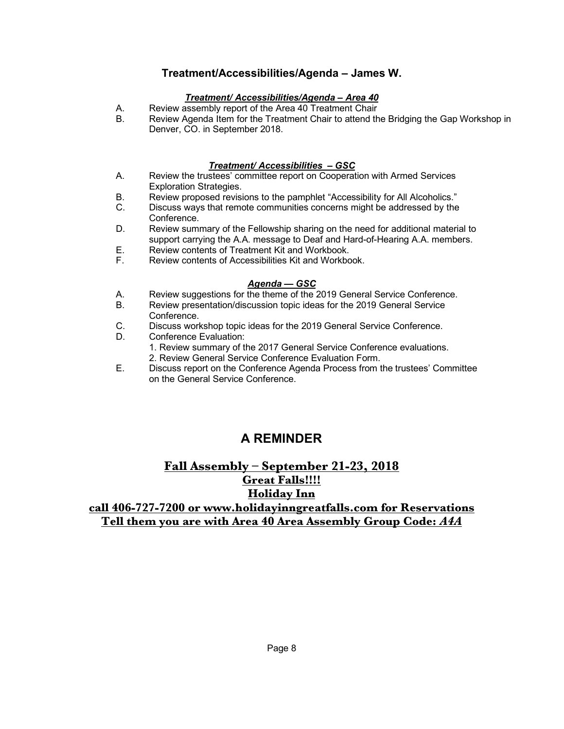## Treatment/Accessibilities/Agenda – James W.

***Treatment/ Accessibilities/Agenda – Area 40***

A. Review assembly report of the Area 40 Treatment Chair

B. Review Agenda Item for the Treatment Chair to attend the Bridging the Gap Workshop in Denver, CO. in September 2018.

***Treatment/ Accessibilities – GSC***

A. Review the trustees' committee report on Cooperation with Armed Services Exploration Strategies.

B. Review proposed revisions to the pamphlet "Accessibility for All Alcoholics."

C. Discuss ways that remote communities concerns might be addressed by the Conference.

D. Review summary of the Fellowship sharing on the need for additional material to support carrying the A.A. message to Deaf and Hard-of-Hearing A.A. members.

E. Review contents of Treatment Kit and Workbook.

F. Review contents of Accessibilities Kit and Workbook.

***Agenda — GSC***

A. Review suggestions for the theme of the 2019 General Service Conference.

B. Review presentation/discussion topic ideas for the 2019 General Service Conference.

C. Discuss workshop topic ideas for the 2019 General Service Conference.

D. Conference Evaluation:
   1. Review summary of the 2017 General Service Conference evaluations.
   2. Review General Service Conference Evaluation Form.

E. Discuss report on the Conference Agenda Process from the trustees' Committee on the General Service Conference.

## A REMINDER

**Fall Assembly – September 21-23, 2018**

**Great Falls!!!!**

**Holiday Inn**

**call 406-727-7200 or www.holidayinngreatfalls.com for Reservations**

**Tell them you are with Area 40 Area Assembly Group Code: *A4A***